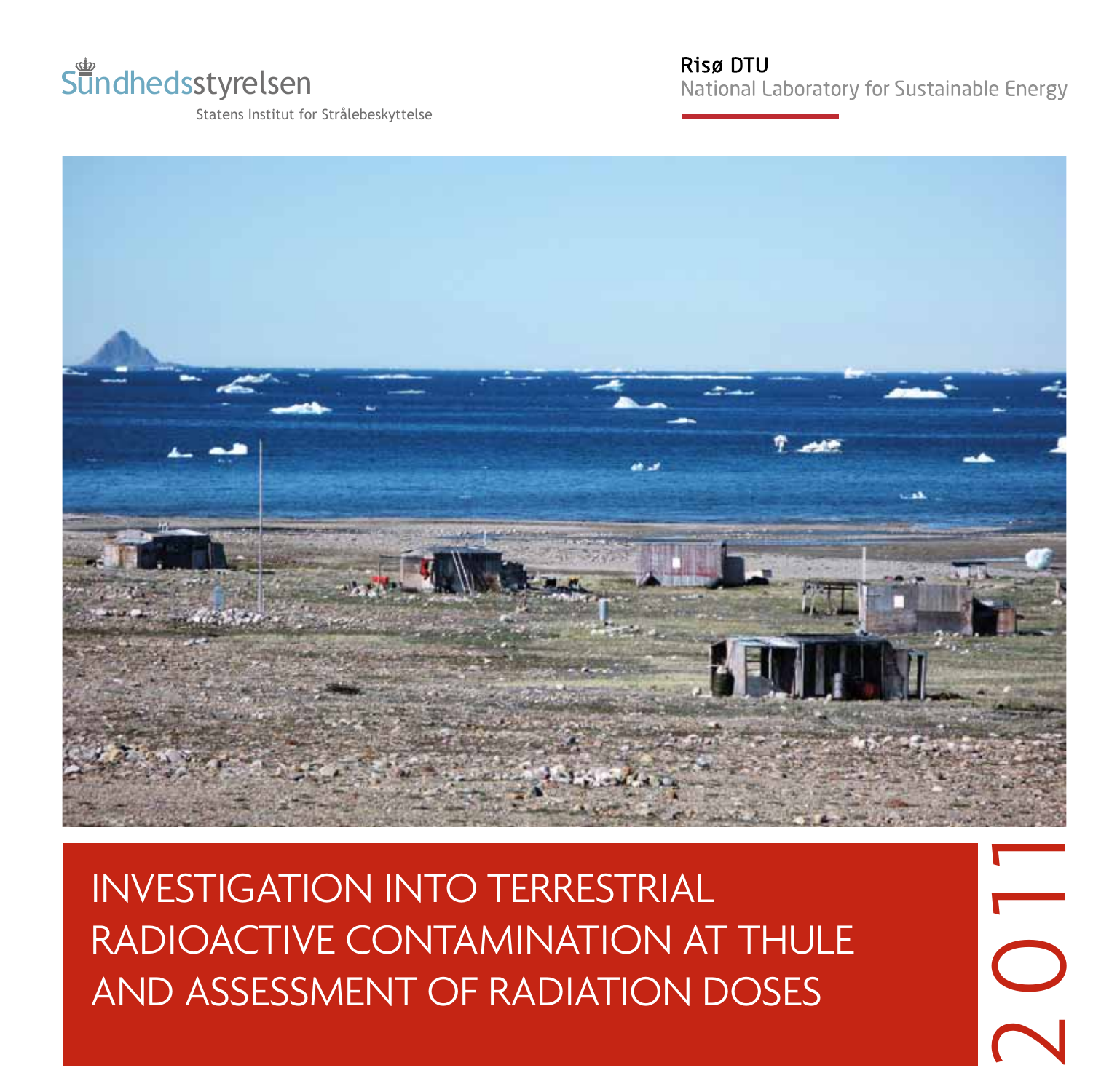Sundhedsstyrelsen

Statens Institut for Strålebeskyttelse

Risø DTU

National Laboratory for Sustainable Energy

# INVESTIGATION INTO TERRESTRIAL RADIOACTIVE CONTAMINATION AT THULE AND ASSESSMENT OF RADIATION DOSES

2011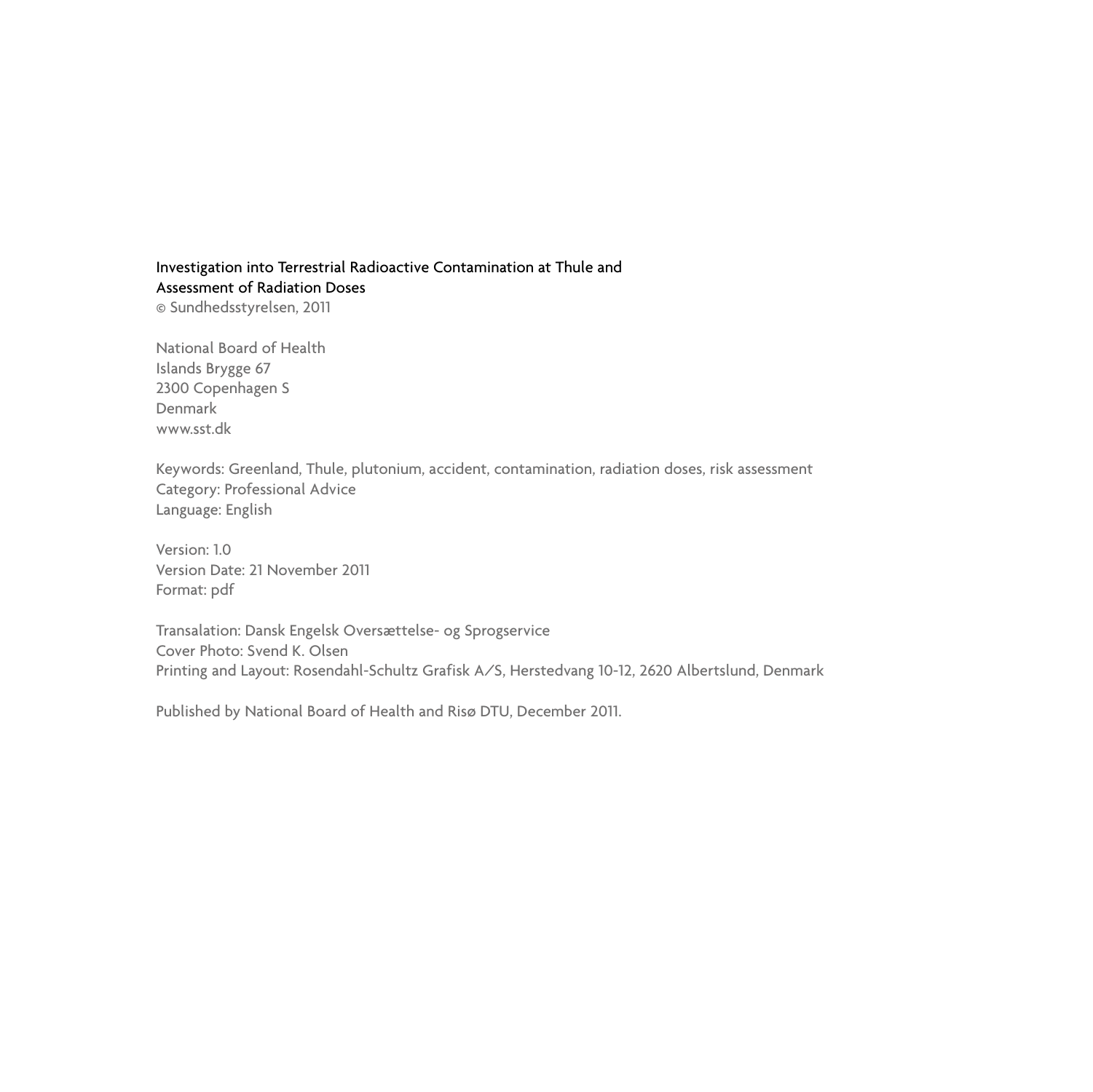Investigation into Terrestrial Radioactive Contamination at Thule and Assessment of Radiation Doses
© Sundhedsstyrelsen, 2011

National Board of Health
Islands Brygge 67
2300 Copenhagen S
Denmark
www.sst.dk

Keywords: Greenland, Thule, plutonium, accident, contamination, radiation doses, risk assessment
Category: Professional Advice
Language: English

Version: 1.0
Version Date: 21 November 2011
Format: pdf

Transalation: Dansk Engelsk Oversættelse- og Sprogservice
Cover Photo: Svend K. Olsen
Printing and Layout: Rosendahl-Schultz Grafisk A/S, Herstedvang 10-12, 2620 Albertslund, Denmark

Published by National Board of Health and Risø DTU, December 2011.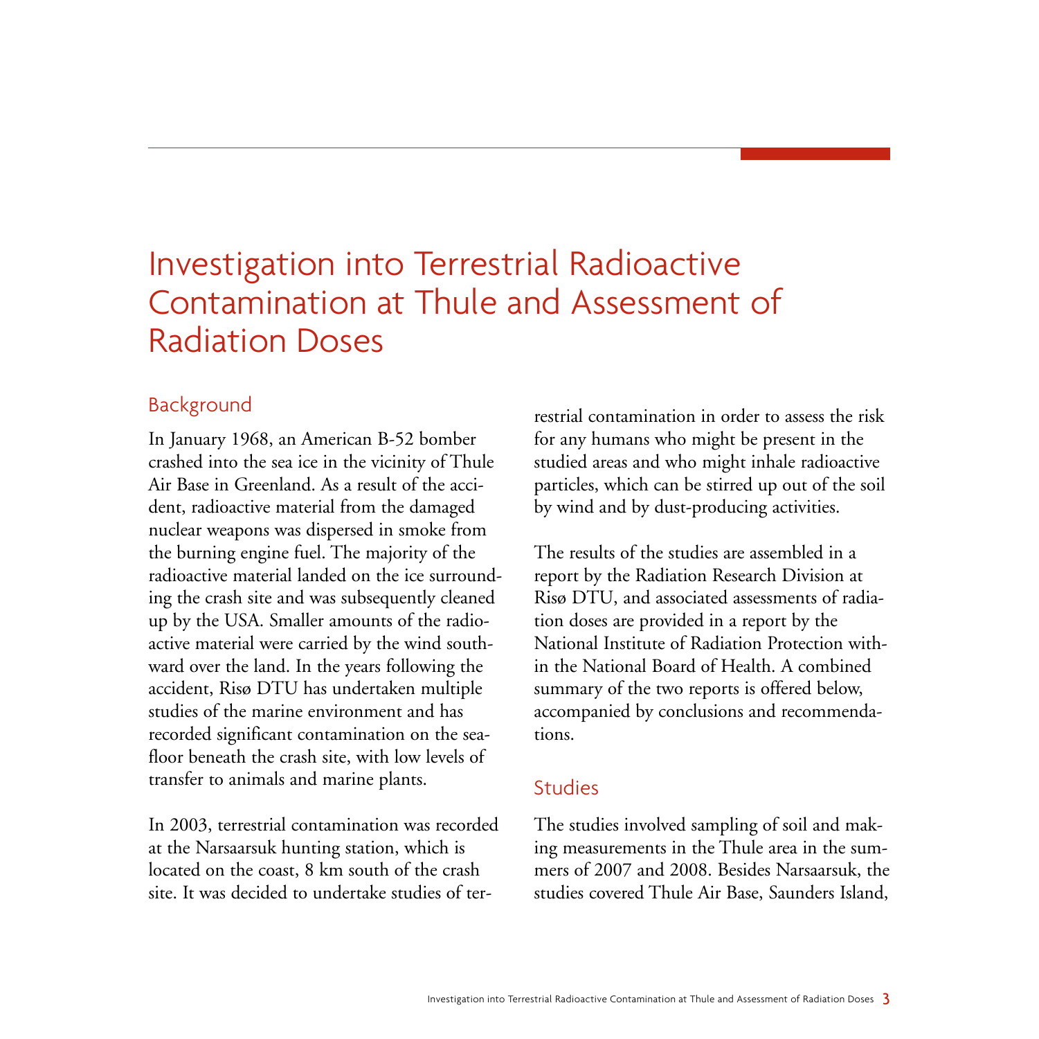# Investigation into Terrestrial Radioactive Contamination at Thule and Assessment of Radiation Doses

## Background

In January 1968, an American B-52 bomber crashed into the sea ice in the vicinity of Thule Air Base in Greenland. As a result of the accident, radioactive material from the damaged nuclear weapons was dispersed in smoke from the burning engine fuel. The majority of the radioactive material landed on the ice surrounding the crash site and was subsequently cleaned up by the USA. Smaller amounts of the radioactive material were carried by the wind southward over the land. In the years following the accident, Risø DTU has undertaken multiple studies of the marine environment and has recorded significant contamination on the seafloor beneath the crash site, with low levels of transfer to animals and marine plants.

In 2003, terrestrial contamination was recorded at the Narsaarsuk hunting station, which is located on the coast, 8 km south of the crash site. It was decided to undertake studies of terrestrial contamination in order to assess the risk for any humans who might be present in the studied areas and who might inhale radioactive particles, which can be stirred up out of the soil by wind and by dust-producing activities.

The results of the studies are assembled in a report by the Radiation Research Division at Risø DTU, and associated assessments of radiation doses are provided in a report by the National Institute of Radiation Protection within the National Board of Health. A combined summary of the two reports is offered below, accompanied by conclusions and recommendations.

## Studies

The studies involved sampling of soil and making measurements in the Thule area in the summers of 2007 and 2008. Besides Narsaarsuk, the studies covered Thule Air Base, Saunders Island,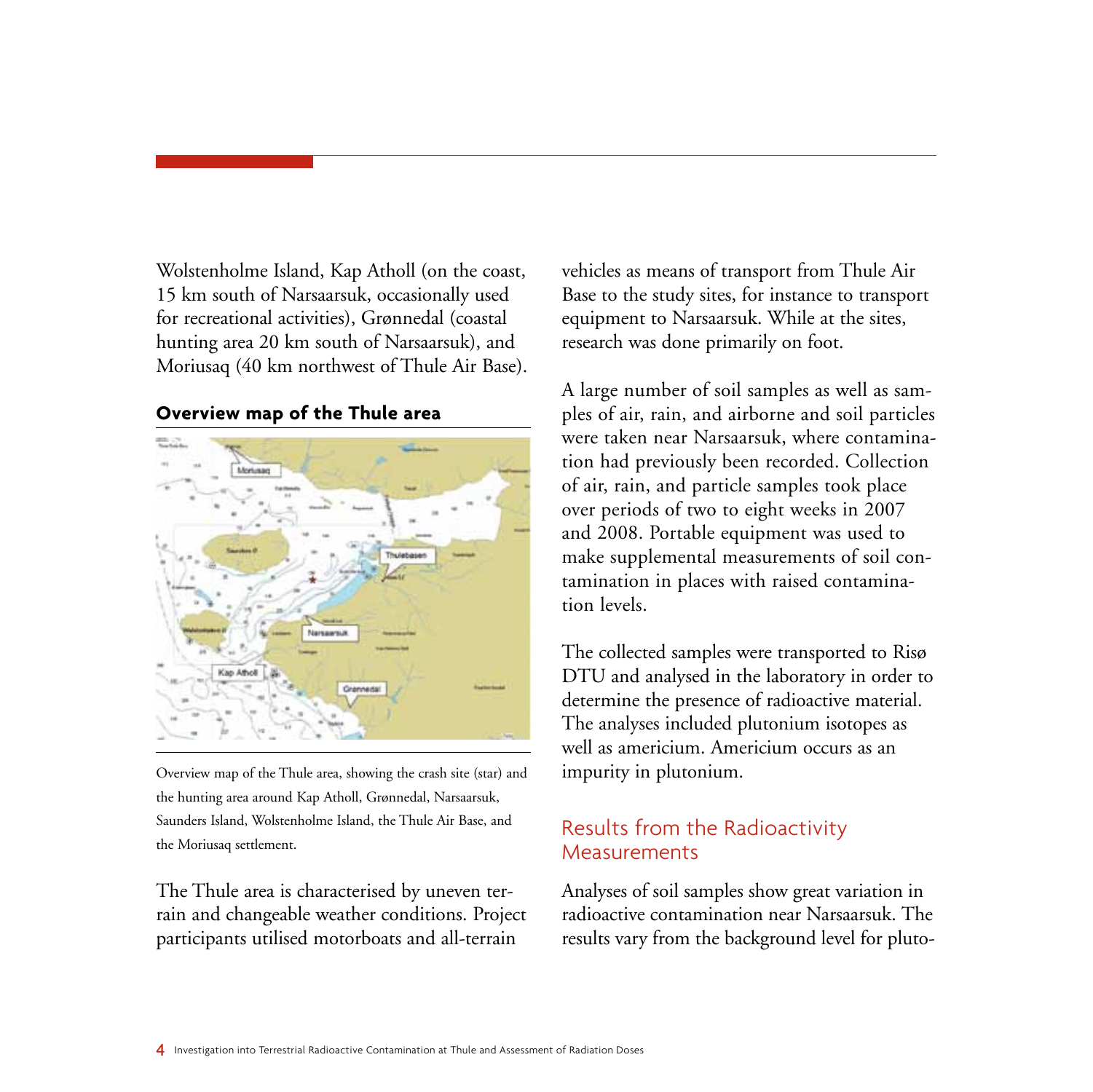Wolstenholme Island, Kap Atholl (on the coast, 15 km south of Narsaarsuk, occasionally used for recreational activities), Grønnedal (coastal hunting area 20 km south of Narsaarsuk), and Moriusaq (40 km northwest of Thule Air Base).

**Overview map of the Thule area**

Overview map of the Thule area, showing the crash site (star) and the hunting area around Kap Atholl, Grønnedal, Narsaarsuk, Saunders Island, Wolstenholme Island, the Thule Air Base, and the Moriusaq settlement.

The Thule area is characterised by uneven terrain and changeable weather conditions. Project participants utilised motorboats and all-terrain vehicles as means of transport from Thule Air Base to the study sites, for instance to transport equipment to Narsaarsuk. While at the sites, research was done primarily on foot.

A large number of soil samples as well as samples of air, rain, and airborne and soil particles were taken near Narsaarsuk, where contamination had previously been recorded. Collection of air, rain, and particle samples took place over periods of two to eight weeks in 2007 and 2008. Portable equipment was used to make supplemental measurements of soil contamination in places with raised contamination levels.

The collected samples were transported to Risø DTU and analysed in the laboratory in order to determine the presence of radioactive material. The analyses included plutonium isotopes as well as americium. Americium occurs as an impurity in plutonium.

## Results from the Radioactivity Measurements

Analyses of soil samples show great variation in radioactive contamination near Narsaarsuk. The results vary from the background level for pluto-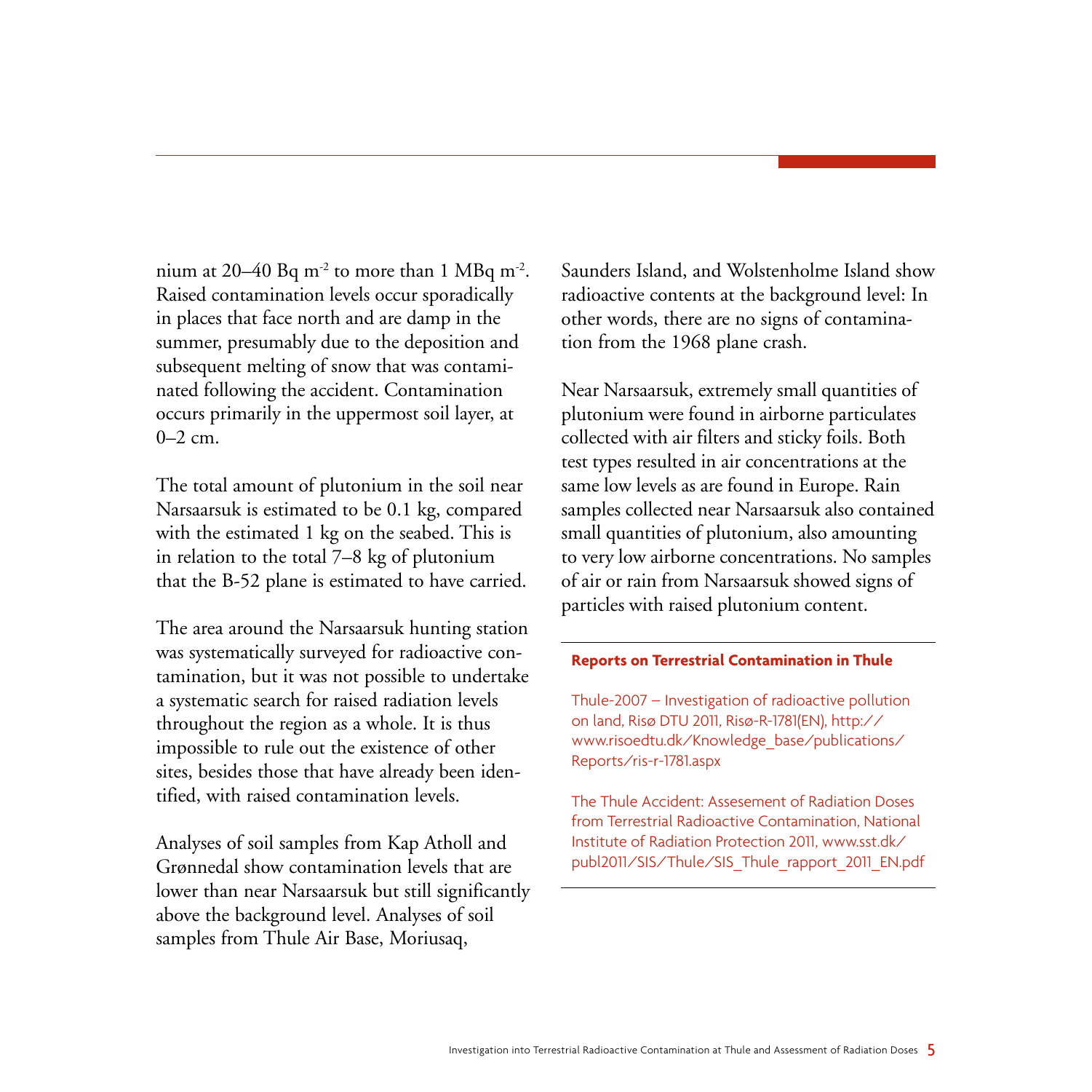nium at 20–40 Bq $m^{-2}$ to more than 1 MBq $m^{-2}$. Raised contamination levels occur sporadically in places that face north and are damp in the summer, presumably due to the deposition and subsequent melting of snow that was contaminated following the accident. Contamination occurs primarily in the uppermost soil layer, at 0–2 cm.

The total amount of plutonium in the soil near Narsaarsuk is estimated to be 0.1 kg, compared with the estimated 1 kg on the seabed. This is in relation to the total 7–8 kg of plutonium that the B-52 plane is estimated to have carried.

The area around the Narsaarsuk hunting station was systematically surveyed for radioactive contamination, but it was not possible to undertake a systematic search for raised radiation levels throughout the region as a whole. It is thus impossible to rule out the existence of other sites, besides those that have already been identified, with raised contamination levels.

Analyses of soil samples from Kap Atholl and Grønnedal show contamination levels that are lower than near Narsaarsuk but still significantly above the background level. Analyses of soil samples from Thule Air Base, Moriusaq, Saunders Island, and Wolstenholme Island show radioactive contents at the background level: In other words, there are no signs of contamination from the 1968 plane crash.

Near Narsaarsuk, extremely small quantities of plutonium were found in airborne particulates collected with air filters and sticky foils. Both test types resulted in air concentrations at the same low levels as are found in Europe. Rain samples collected near Narsaarsuk also contained small quantities of plutonium, also amounting to very low airborne concentrations. No samples of air or rain from Narsaarsuk showed signs of particles with raised plutonium content.

**Reports on Terrestrial Contamination in Thule**

Thule-2007 – Investigation of radioactive pollution on land, Risø DTU 2011, Risø-R-1781(EN), http://www.risoedtu.dk/Knowledge_base/publications/Reports/ris-r-1781.aspx

The Thule Accident: Assesement of Radiation Doses from Terrestrial Radioactive Contamination, National Institute of Radiation Protection 2011, www.sst.dk/publ2011/SIS/Thule/SIS_Thule_rapport_2011_EN.pdf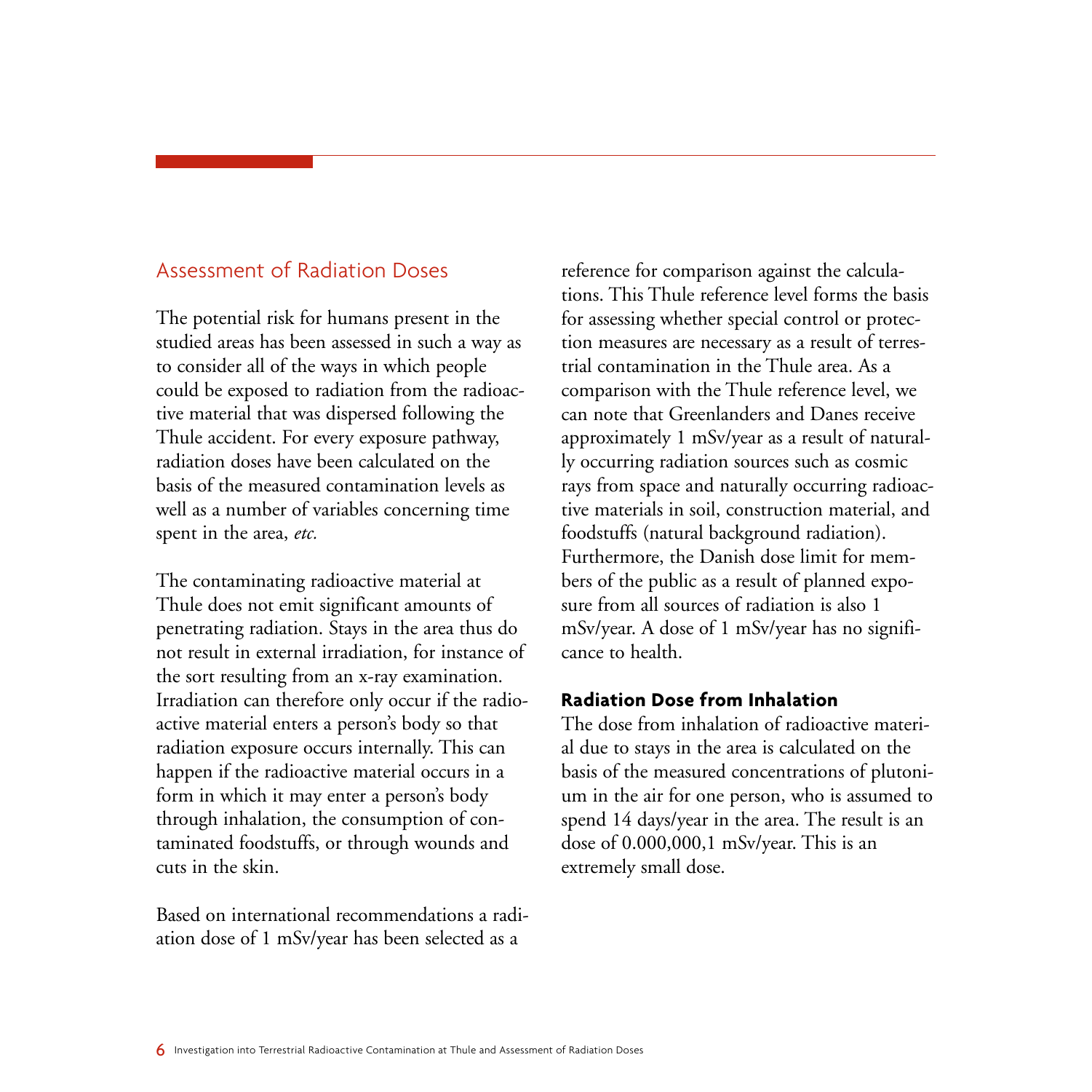## Assessment of Radiation Doses

The potential risk for humans present in the studied areas has been assessed in such a way as to consider all of the ways in which people could be exposed to radiation from the radioactive material that was dispersed following the Thule accident. For every exposure pathway, radiation doses have been calculated on the basis of the measured contamination levels as well as a number of variables concerning time spent in the area, *etc.*

The contaminating radioactive material at Thule does not emit significant amounts of penetrating radiation. Stays in the area thus do not result in external irradiation, for instance of the sort resulting from an x-ray examination. Irradiation can therefore only occur if the radioactive material enters a person's body so that radiation exposure occurs internally. This can happen if the radioactive material occurs in a form in which it may enter a person's body through inhalation, the consumption of contaminated foodstuffs, or through wounds and cuts in the skin.

Based on international recommendations a radiation dose of 1 mSv/year has been selected as a reference for comparison against the calculations. This Thule reference level forms the basis for assessing whether special control or protection measures are necessary as a result of terrestrial contamination in the Thule area. As a comparison with the Thule reference level, we can note that Greenlanders and Danes receive approximately 1 mSv/year as a result of naturally occurring radiation sources such as cosmic rays from space and naturally occurring radioactive materials in soil, construction material, and foodstuffs (natural background radiation). Furthermore, the Danish dose limit for members of the public as a result of planned exposure from all sources of radiation is also 1 mSv/year. A dose of 1 mSv/year has no significance to health.

### Radiation Dose from Inhalation

The dose from inhalation of radioactive material due to stays in the area is calculated on the basis of the measured concentrations of plutonium in the air for one person, who is assumed to spend 14 days/year in the area. The result is an dose of 0.000,000,1 mSv/year. This is an extremely small dose.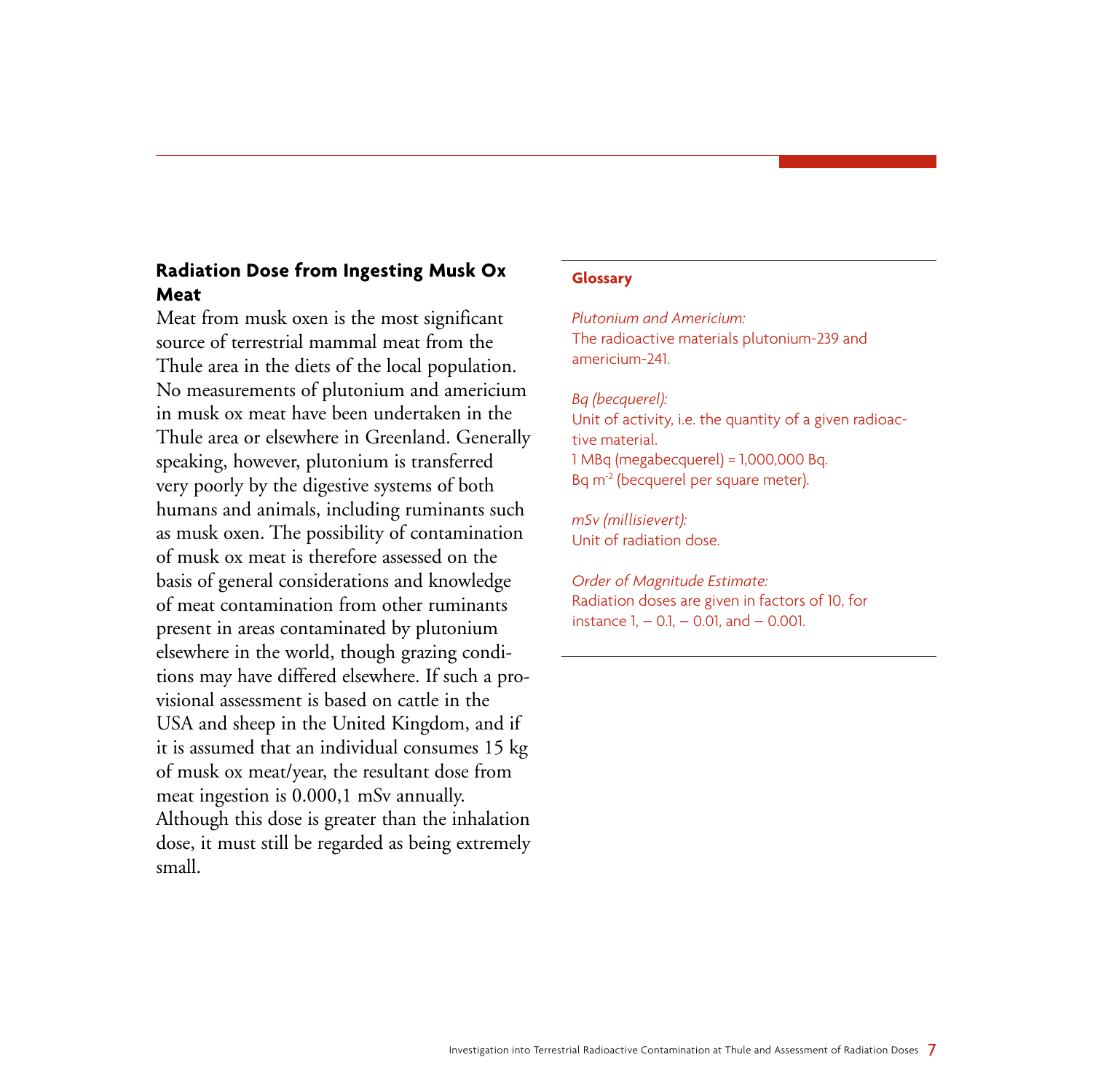## Radiation Dose from Ingesting Musk Ox Meat

Meat from musk oxen is the most significant source of terrestrial mammal meat from the Thule area in the diets of the local population. No measurements of plutonium and americium in musk ox meat have been undertaken in the Thule area or elsewhere in Greenland. Generally speaking, however, plutonium is transferred very poorly by the digestive systems of both humans and animals, including ruminants such as musk oxen. The possibility of contamination of musk ox meat is therefore assessed on the basis of general considerations and knowledge of meat contamination from other ruminants present in areas contaminated by plutonium elsewhere in the world, though grazing conditions may have differed elsewhere. If such a provisional assessment is based on cattle in the USA and sheep in the United Kingdom, and if it is assumed that an individual consumes 15 kg of musk ox meat/year, the resultant dose from meat ingestion is 0.000,1 mSv annually. Although this dose is greater than the inhalation dose, it must still be regarded as being extremely small.

**Glossary**

*Plutonium and Americium:*
The radioactive materials plutonium-239 and americium-241.

*Bq (becquerel):*
Unit of activity, i.e. the quantity of a given radioactive material.
1 MBq (megabecquerel) = 1,000,000 Bq.
Bq $m^{-2}$ (becquerel per square meter).

*mSv (millisievert):*
Unit of radiation dose.

*Order of Magnitude Estimate:*
Radiation doses are given in factors of 10, for instance 1, – 0.1, – 0.01, and – 0.001.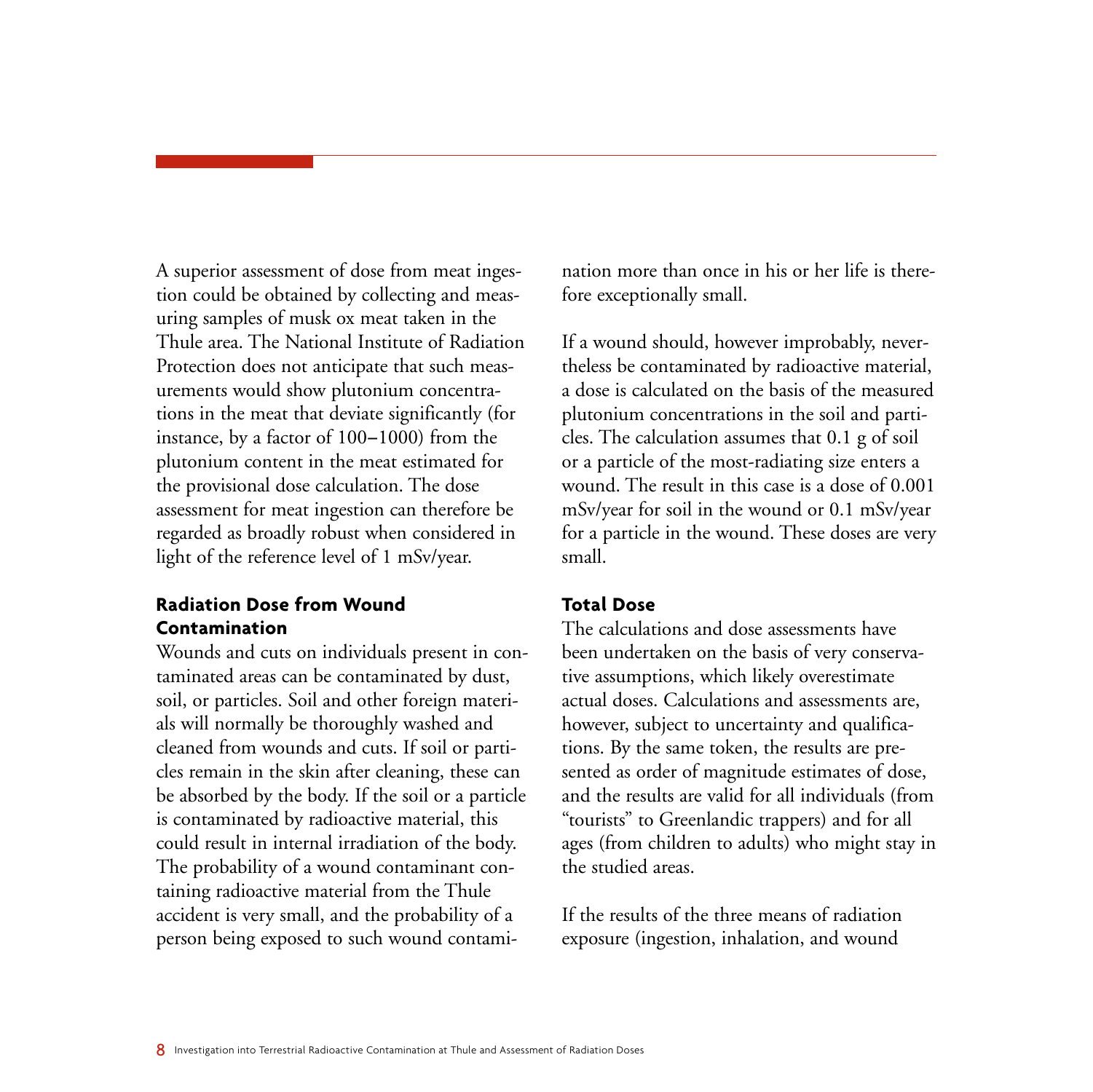A superior assessment of dose from meat ingestion could be obtained by collecting and measuring samples of musk ox meat taken in the Thule area. The National Institute of Radiation Protection does not anticipate that such measurements would show plutonium concentrations in the meat that deviate significantly (for instance, by a factor of 100–1000) from the plutonium content in the meat estimated for the provisional dose calculation. The dose assessment for meat ingestion can therefore be regarded as broadly robust when considered in light of the reference level of 1 mSv/year.

### Radiation Dose from Wound Contamination

Wounds and cuts on individuals present in contaminated areas can be contaminated by dust, soil, or particles. Soil and other foreign materials will normally be thoroughly washed and cleaned from wounds and cuts. If soil or particles remain in the skin after cleaning, these can be absorbed by the body. If the soil or a particle is contaminated by radioactive material, this could result in internal irradiation of the body. The probability of a wound contaminant containing radioactive material from the Thule accident is very small, and the probability of a person being exposed to such wound contamination more than once in his or her life is therefore exceptionally small.

If a wound should, however improbably, nevertheless be contaminated by radioactive material, a dose is calculated on the basis of the measured plutonium concentrations in the soil and particles. The calculation assumes that 0.1 g of soil or a particle of the most-radiating size enters a wound. The result in this case is a dose of 0.001 mSv/year for soil in the wound or 0.1 mSv/year for a particle in the wound. These doses are very small.

### Total Dose

The calculations and dose assessments have been undertaken on the basis of very conservative assumptions, which likely overestimate actual doses. Calculations and assessments are, however, subject to uncertainty and qualifications. By the same token, the results are presented as order of magnitude estimates of dose, and the results are valid for all individuals (from "tourists" to Greenlandic trappers) and for all ages (from children to adults) who might stay in the studied areas.

If the results of the three means of radiation exposure (ingestion, inhalation, and wound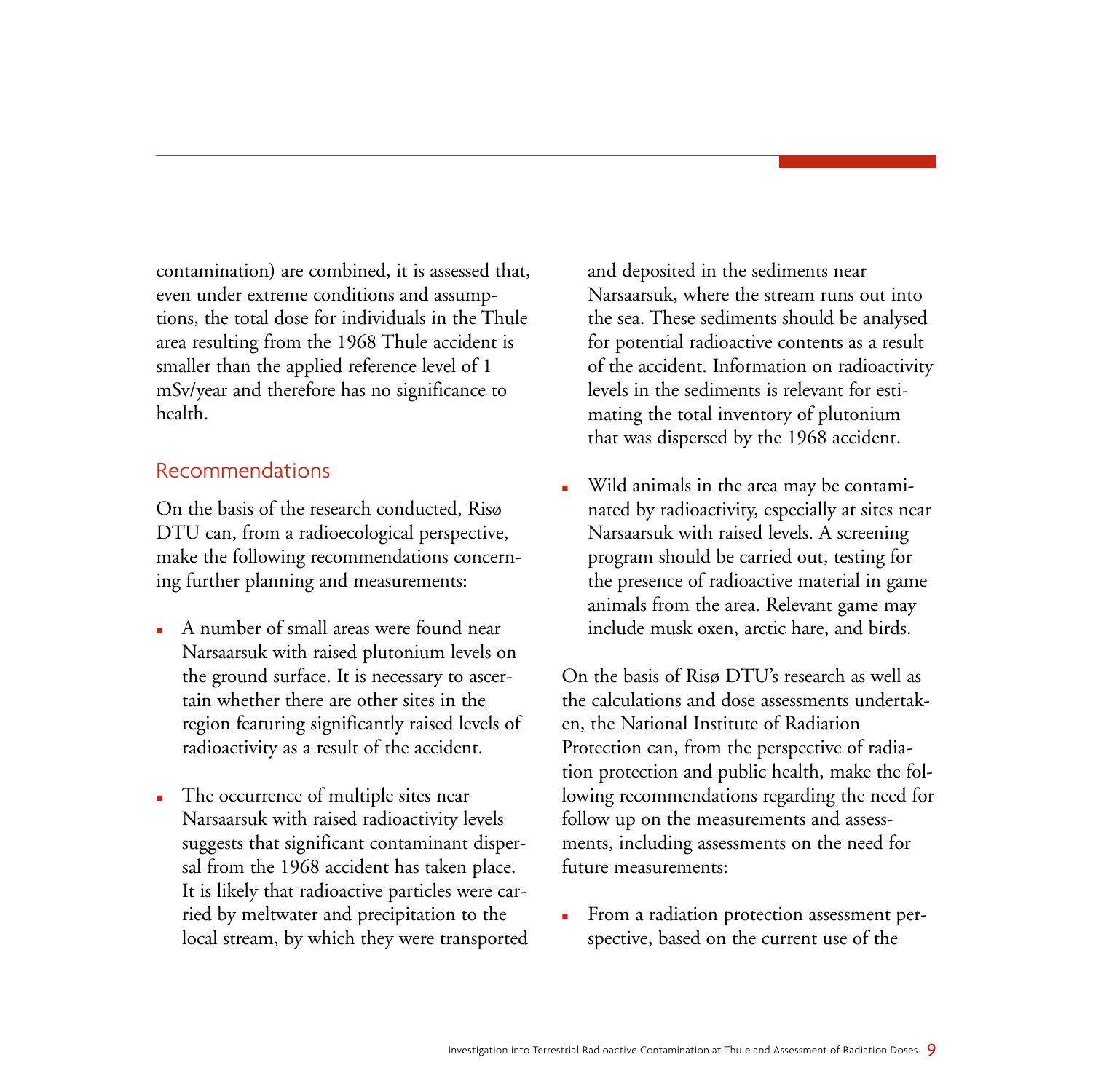contamination) are combined, it is assessed that, even under extreme conditions and assumptions, the total dose for individuals in the Thule area resulting from the 1968 Thule accident is smaller than the applied reference level of 1 mSv/year and therefore has no significance to health.

## Recommendations

On the basis of the research conducted, Risø DTU can, from a radioecological perspective, make the following recommendations concerning further planning and measurements:

- A number of small areas were found near Narsaarsuk with raised plutonium levels on the ground surface. It is necessary to ascertain whether there are other sites in the region featuring significantly raised levels of radioactivity as a result of the accident.
- The occurrence of multiple sites near Narsaarsuk with raised radioactivity levels suggests that significant contaminant dispersal from the 1968 accident has taken place. It is likely that radioactive particles were carried by meltwater and precipitation to the local stream, by which they were transported and deposited in the sediments near Narsaarsuk, where the stream runs out into the sea. These sediments should be analysed for potential radioactive contents as a result of the accident. Information on radioactivity levels in the sediments is relevant for estimating the total inventory of plutonium that was dispersed by the 1968 accident.
- Wild animals in the area may be contaminated by radioactivity, especially at sites near Narsaarsuk with raised levels. A screening program should be carried out, testing for the presence of radioactive material in game animals from the area. Relevant game may include musk oxen, arctic hare, and birds.

On the basis of Risø DTU's research as well as the calculations and dose assessments undertaken, the National Institute of Radiation Protection can, from the perspective of radiation protection and public health, make the following recommendations regarding the need for follow up on the measurements and assessments, including assessments on the need for future measurements:

- From a radiation protection assessment perspective, based on the current use of the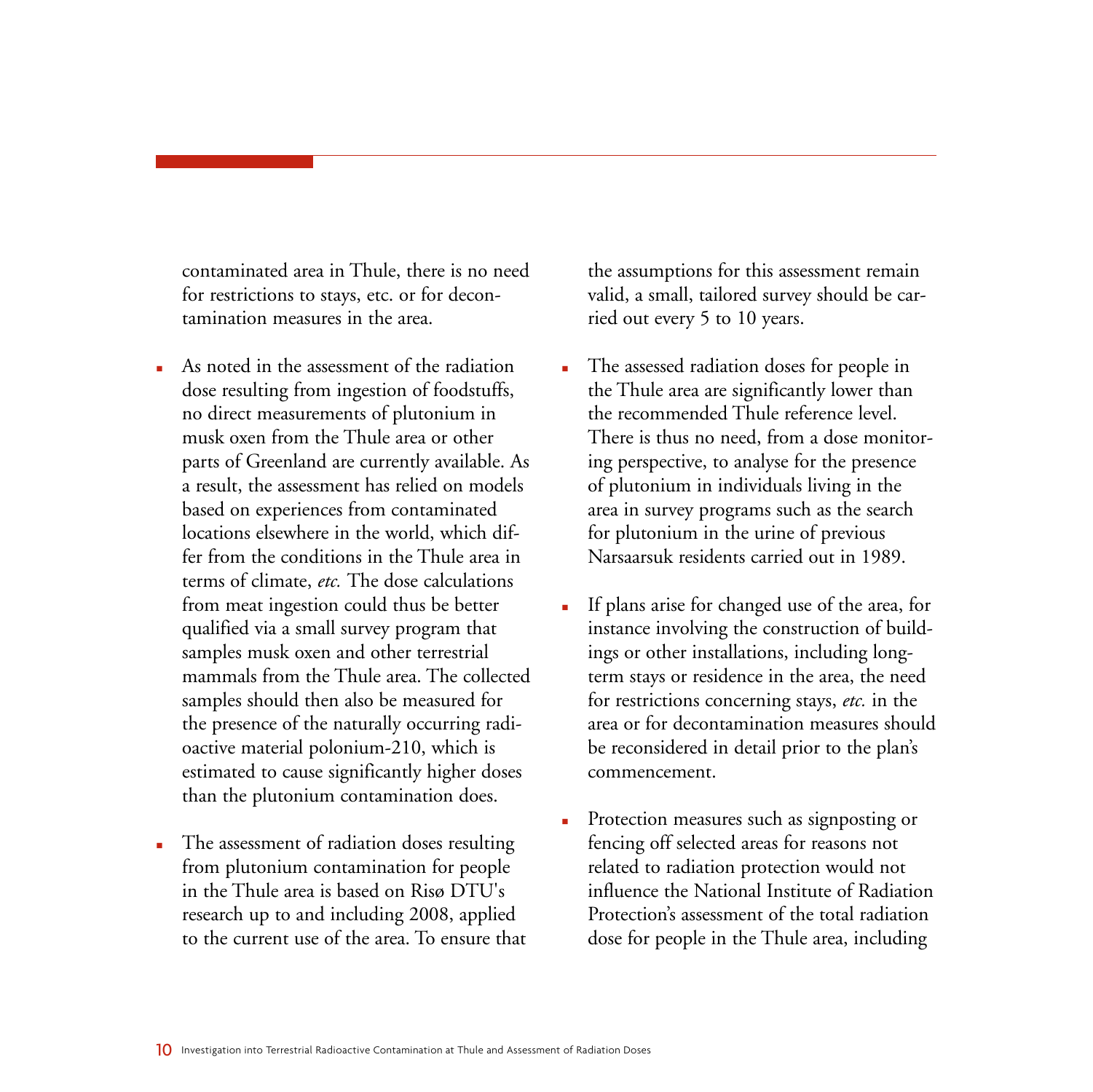contaminated area in Thule, there is no need for restrictions to stays, etc. or for decontamination measures in the area.

- As noted in the assessment of the radiation dose resulting from ingestion of foodstuffs, no direct measurements of plutonium in musk oxen from the Thule area or other parts of Greenland are currently available. As a result, the assessment has relied on models based on experiences from contaminated locations elsewhere in the world, which differ from the conditions in the Thule area in terms of climate, *etc.* The dose calculations from meat ingestion could thus be better qualified via a small survey program that samples musk oxen and other terrestrial mammals from the Thule area. The collected samples should then also be measured for the presence of the naturally occurring radioactive material polonium-210, which is estimated to cause significantly higher doses than the plutonium contamination does.

- The assessment of radiation doses resulting from plutonium contamination for people in the Thule area is based on Risø DTU's research up to and including 2008, applied to the current use of the area. To ensure that the assumptions for this assessment remain valid, a small, tailored survey should be carried out every 5 to 10 years.

- The assessed radiation doses for people in the Thule area are significantly lower than the recommended Thule reference level. There is thus no need, from a dose monitoring perspective, to analyse for the presence of plutonium in individuals living in the area in survey programs such as the search for plutonium in the urine of previous Narsaarsuk residents carried out in 1989.

- If plans arise for changed use of the area, for instance involving the construction of buildings or other installations, including long-term stays or residence in the area, the need for restrictions concerning stays, *etc.* in the area or for decontamination measures should be reconsidered in detail prior to the plan's commencement.

- Protection measures such as signposting or fencing off selected areas for reasons not related to radiation protection would not influence the National Institute of Radiation Protection's assessment of the total radiation dose for people in the Thule area, including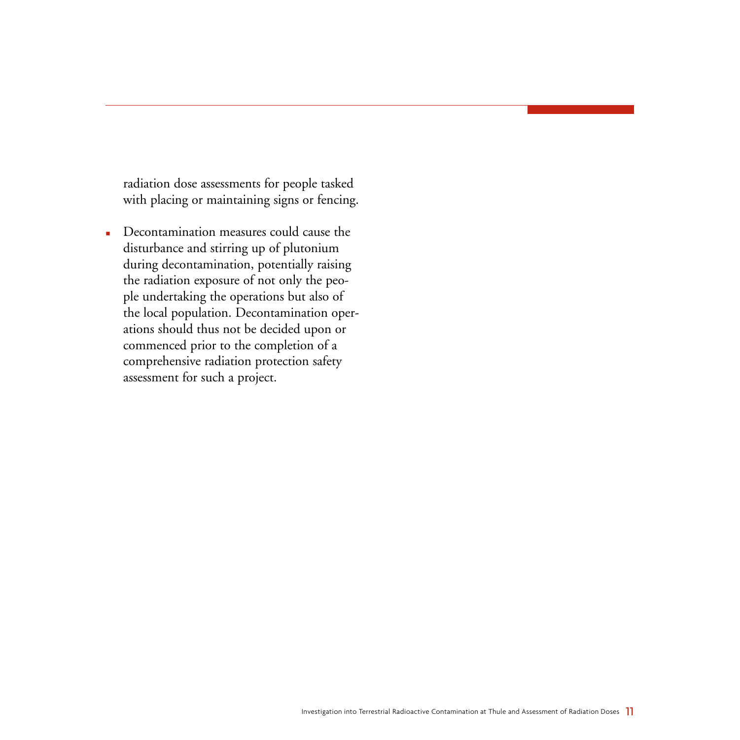radiation dose assessments for people tasked with placing or maintaining signs or fencing.

- Decontamination measures could cause the disturbance and stirring up of plutonium during decontamination, potentially raising the radiation exposure of not only the people undertaking the operations but also of the local population. Decontamination operations should thus not be decided upon or commenced prior to the completion of a comprehensive radiation protection safety assessment for such a project.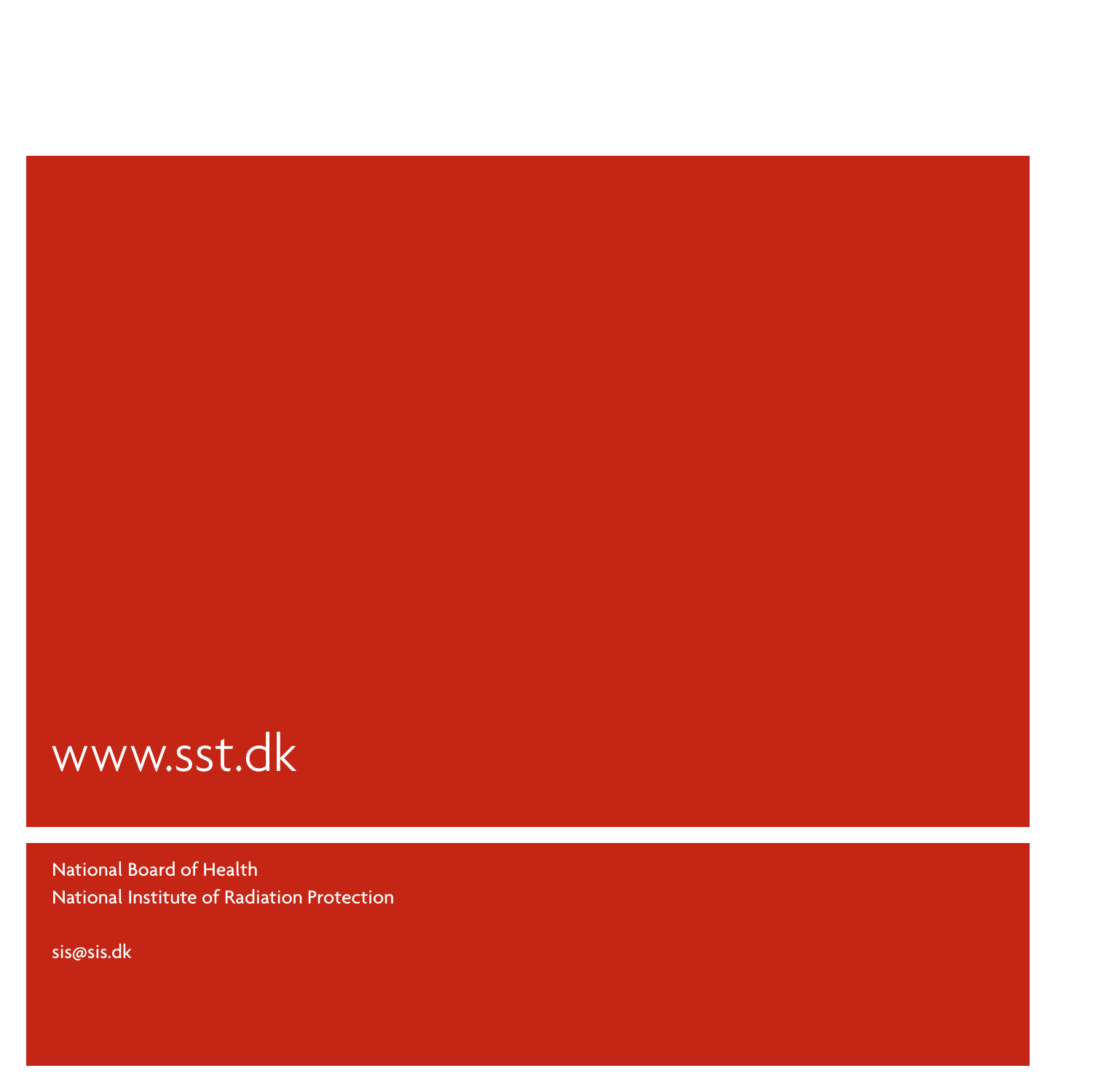www.sst.dk

National Board of Health
National Institute of Radiation Protection

sis@sis.dk